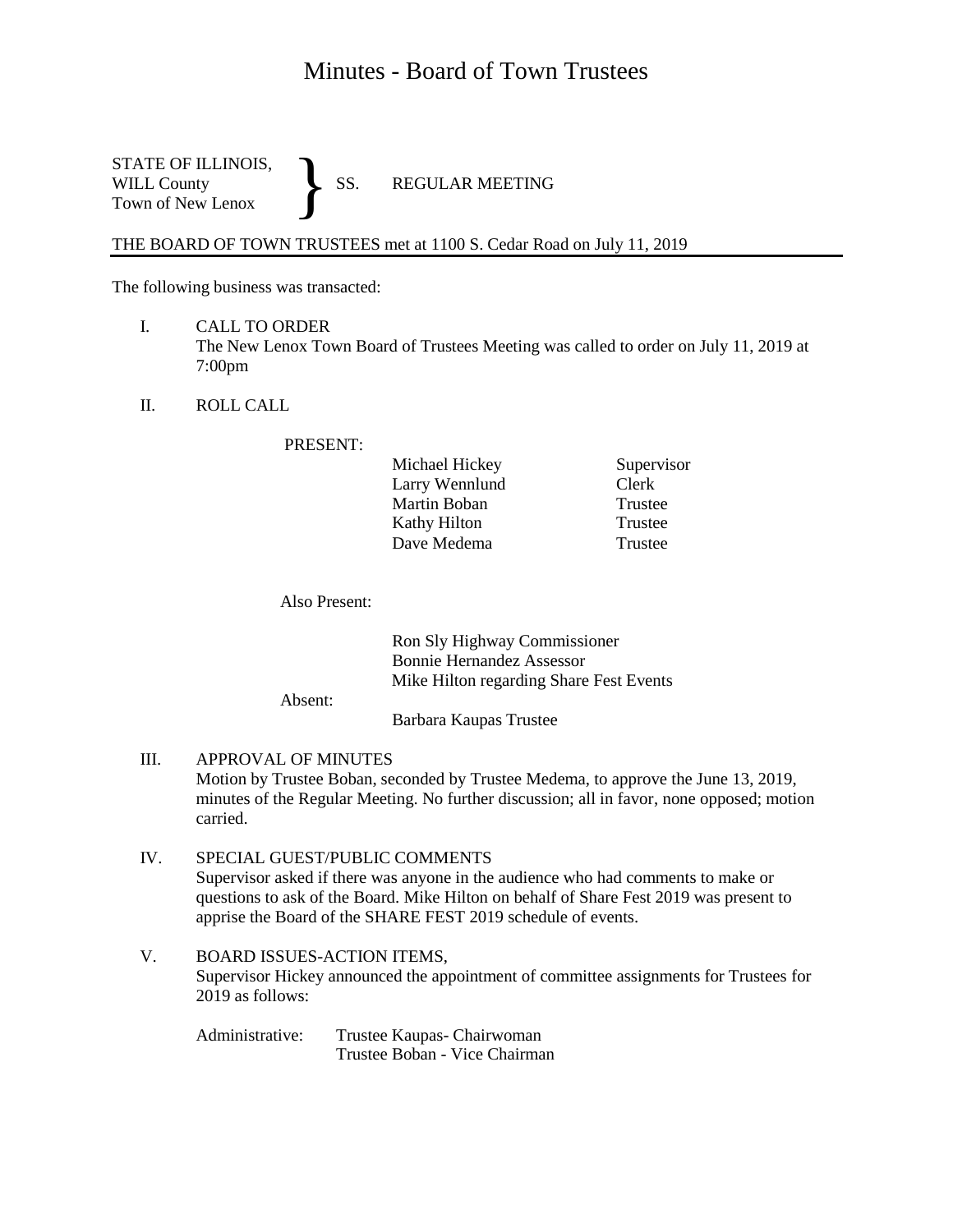# Minutes - Board of Town Trustees

STATE OF ILLINOIS,
WILL County
Town of New Lenox

} SS. REGULAR MEETING

THE BOARD OF TOWN TRUSTEES met at 1100 S. Cedar Road on July 11, 2019

The following business was transacted:

I. CALL TO ORDER
The New Lenox Town Board of Trustees Meeting was called to order on July 11, 2019 at 7:00pm

II. ROLL CALL

PRESENT:

| | |
|---|---|
| Michael Hickey | Supervisor |
| Larry Wennlund | Clerk |
| Martin Boban | Trustee |
| Kathy Hilton | Trustee |
| Dave Medema | Trustee |

Also Present:

Ron Sly Highway Commissioner
Bonnie Hernandez Assessor
Mike Hilton regarding Share Fest Events

Absent:

Barbara Kaupas Trustee

III. APPROVAL OF MINUTES
Motion by Trustee Boban, seconded by Trustee Medema, to approve the June 13, 2019, minutes of the Regular Meeting. No further discussion; all in favor, none opposed; motion carried.

IV. SPECIAL GUEST/PUBLIC COMMENTS
Supervisor asked if there was anyone in the audience who had comments to make or questions to ask of the Board. Mike Hilton on behalf of Share Fest 2019 was present to apprise the Board of the SHARE FEST 2019 schedule of events.

V. BOARD ISSUES-ACTION ITEMS,
Supervisor Hickey announced the appointment of committee assignments for Trustees for 2019 as follows:

Administrative: Trustee Kaupas- Chairwoman
Trustee Boban - Vice Chairman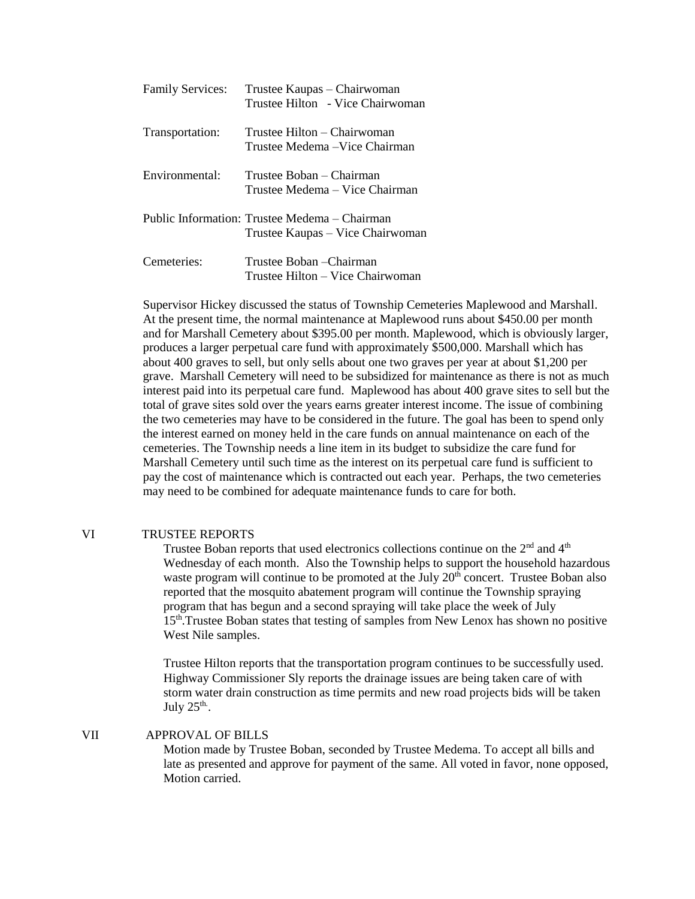| | |
|---|---|
| Family Services: | Trustee Kaupas – Chairwoman<br>Trustee Hilton - Vice Chairwoman |
| Transportation: | Trustee Hilton – Chairwoman<br>Trustee Medema –Vice Chairman |
| Environmental: | Trustee Boban – Chairman<br>Trustee Medema – Vice Chairman |
| Public Information: | Trustee Medema – Chairman<br>Trustee Kaupas – Vice Chairwoman |
| Cemeteries: | Trustee Boban –Chairman<br>Trustee Hilton – Vice Chairwoman |

Supervisor Hickey discussed the status of Township Cemeteries Maplewood and Marshall. At the present time, the normal maintenance at Maplewood runs about $450.00 per month and for Marshall Cemetery about $395.00 per month. Maplewood, which is obviously larger, produces a larger perpetual care fund with approximately $500,000. Marshall which has about 400 graves to sell, but only sells about one two graves per year at about $1,200 per grave. Marshall Cemetery will need to be subsidized for maintenance as there is not as much interest paid into its perpetual care fund. Maplewood has about 400 grave sites to sell but the total of grave sites sold over the years earns greater interest income. The issue of combining the two cemeteries may have to be considered in the future. The goal has been to spend only the interest earned on money held in the care funds on annual maintenance on each of the cemeteries. The Township needs a line item in its budget to subsidize the care fund for Marshall Cemetery until such time as the interest on its perpetual care fund is sufficient to pay the cost of maintenance which is contracted out each year. Perhaps, the two cemeteries may need to be combined for adequate maintenance funds to care for both.

## VI TRUSTEE REPORTS

Trustee Boban reports that used electronics collections continue on the 2nd and 4th Wednesday of each month. Also the Township helps to support the household hazardous waste program will continue to be promoted at the July 20th concert. Trustee Boban also reported that the mosquito abatement program will continue the Township spraying program that has begun and a second spraying will take place the week of July 15th.Trustee Boban states that testing of samples from New Lenox has shown no positive West Nile samples.

Trustee Hilton reports that the transportation program continues to be successfully used. Highway Commissioner Sly reports the drainage issues are being taken care of with storm water drain construction as time permits and new road projects bids will be taken July 25th.

## VII APPROVAL OF BILLS

Motion made by Trustee Boban, seconded by Trustee Medema. To accept all bills and late as presented and approve for payment of the same. All voted in favor, none opposed, Motion carried.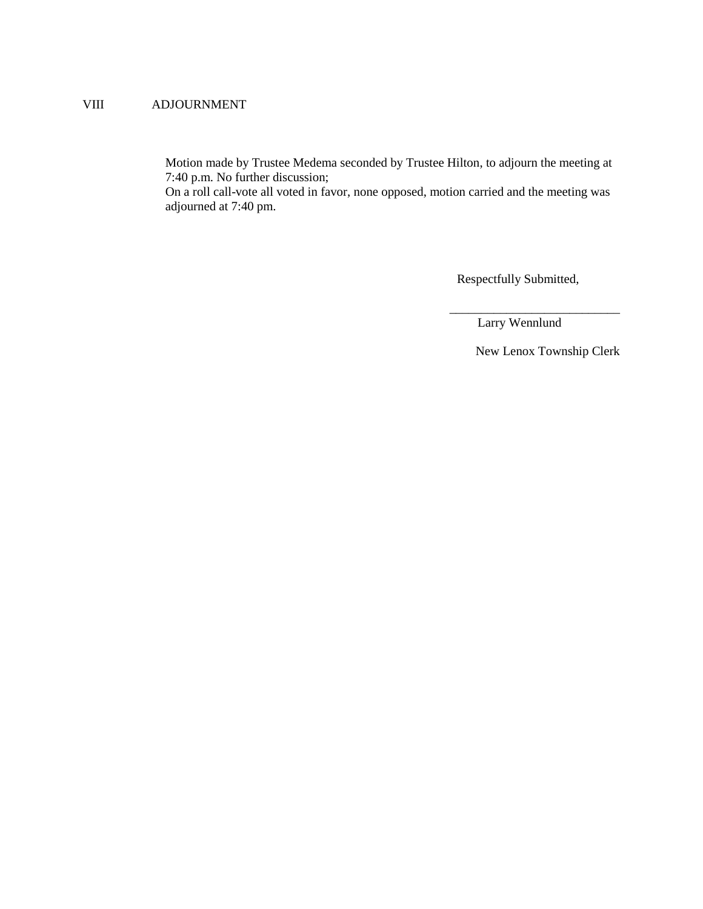## VIII ADJOURNMENT

Motion made by Trustee Medema seconded by Trustee Hilton, to adjourn the meeting at 7:40 p.m. No further discussion;
On a roll call-vote all voted in favor, none opposed, motion carried and the meeting was adjourned at 7:40 pm.

Respectfully Submitted,

___________________________
Larry Wennlund

New Lenox Township Clerk